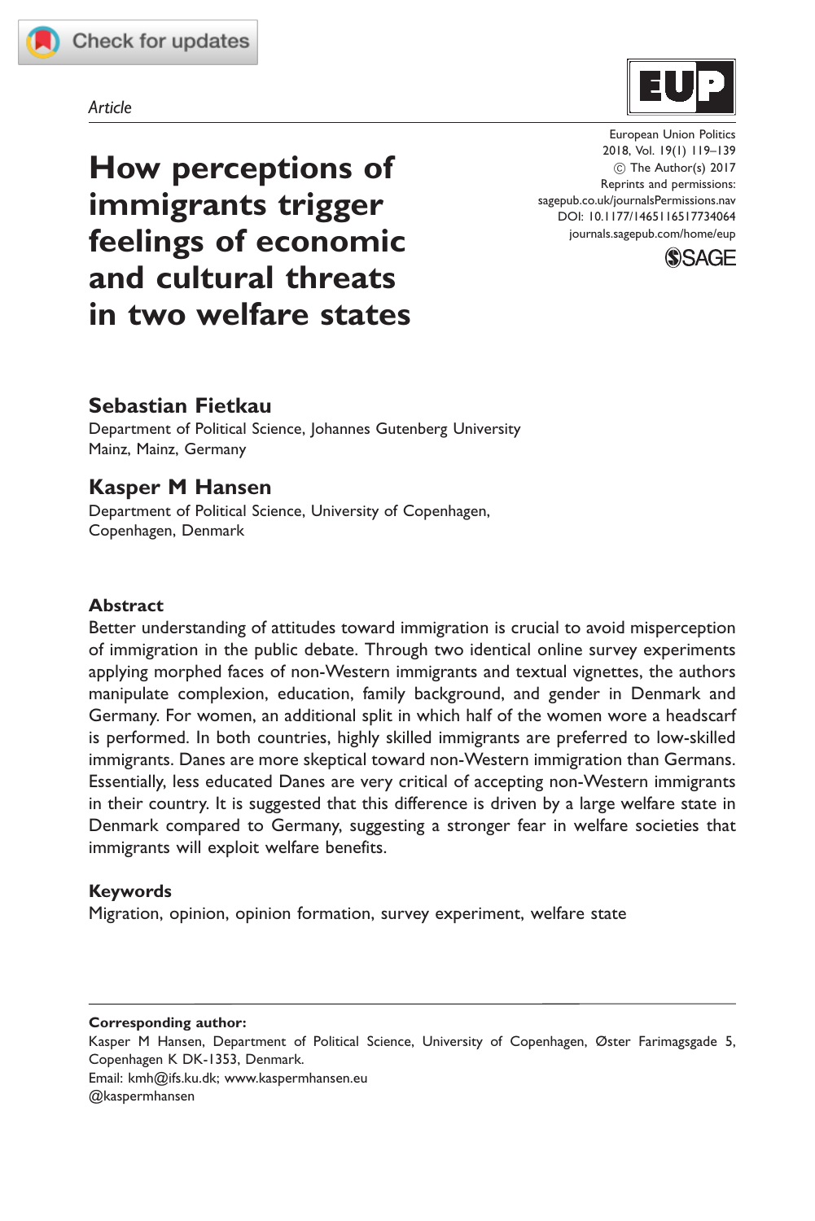*Article*

# How perceptions of immigrants trigger feelings of economic and cultural threats in two welfare states

European Union Politics
2018, Vol. 19(1) 119–139
© The Author(s) 2017
Reprints and permissions:
sagepub.co.uk/journalsPermissions.nav
DOI: 10.1177/1465116517734064
journals.sagepub.com/home/eup

**Sebastian Fietkau**
Department of Political Science, Johannes Gutenberg University Mainz, Mainz, Germany

**Kasper M Hansen**
Department of Political Science, University of Copenhagen, Copenhagen, Denmark

## Abstract

Better understanding of attitudes toward immigration is crucial to avoid misperception of immigration in the public debate. Through two identical online survey experiments applying morphed faces of non-Western immigrants and textual vignettes, the authors manipulate complexion, education, family background, and gender in Denmark and Germany. For women, an additional split in which half of the women wore a headscarf is performed. In both countries, highly skilled immigrants are preferred to low-skilled immigrants. Danes are more skeptical toward non-Western immigration than Germans. Essentially, less educated Danes are very critical of accepting non-Western immigrants in their country. It is suggested that this difference is driven by a large welfare state in Denmark compared to Germany, suggesting a stronger fear in welfare societies that immigrants will exploit welfare benefits.

## Keywords

Migration, opinion, opinion formation, survey experiment, welfare state

---

**Corresponding author:**
Kasper M Hansen, Department of Political Science, University of Copenhagen, Øster Farimagsgade 5, Copenhagen K DK-1353, Denmark.
Email: kmh@ifs.ku.dk; www.kaspermhansen.eu
@kaspermhansen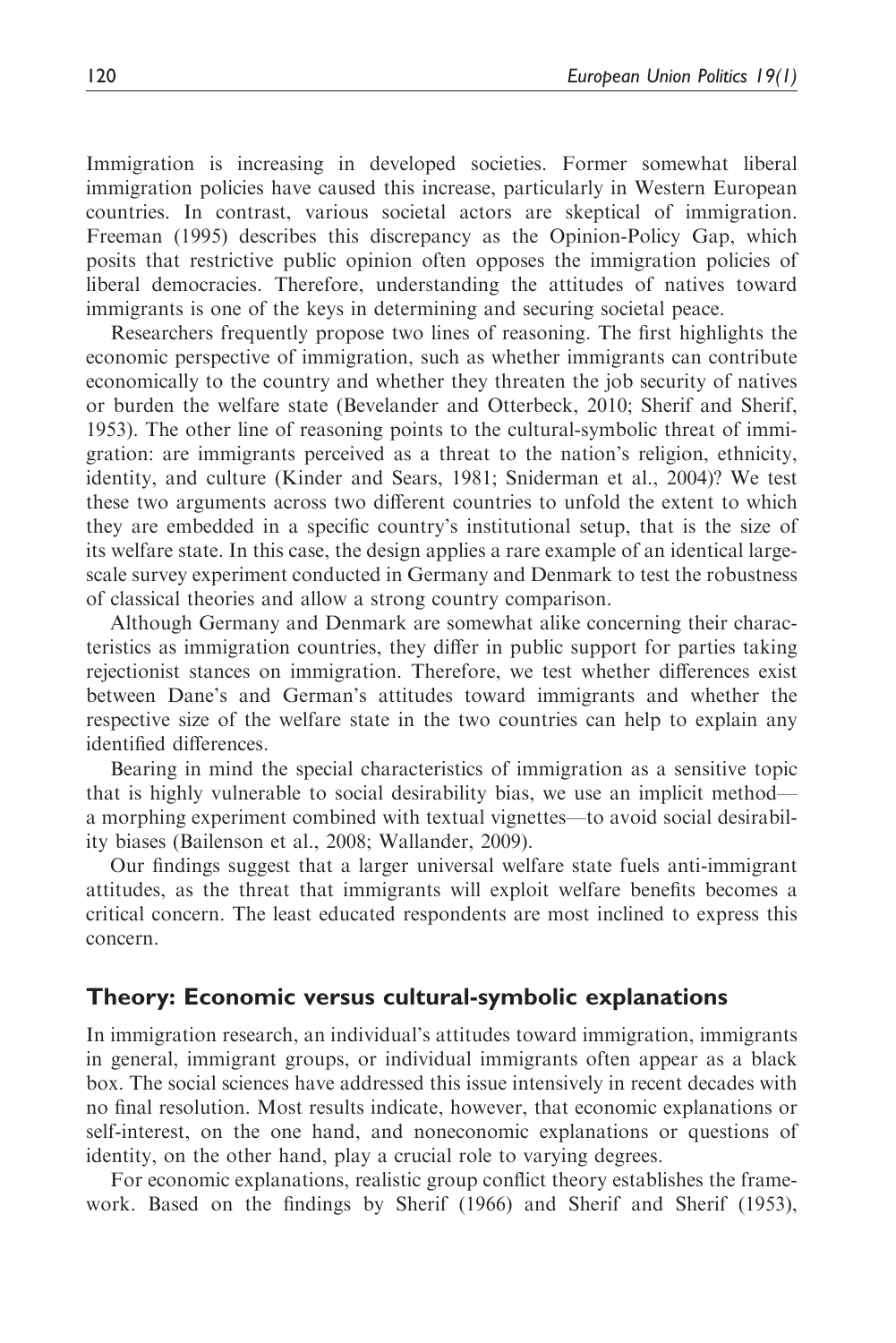Immigration is increasing in developed societies. Former somewhat liberal immigration policies have caused this increase, particularly in Western European countries. In contrast, various societal actors are skeptical of immigration. Freeman (1995) describes this discrepancy as the Opinion-Policy Gap, which posits that restrictive public opinion often opposes the immigration policies of liberal democracies. Therefore, understanding the attitudes of natives toward immigrants is one of the keys in determining and securing societal peace.

Researchers frequently propose two lines of reasoning. The first highlights the economic perspective of immigration, such as whether immigrants can contribute economically to the country and whether they threaten the job security of natives or burden the welfare state (Bevelander and Otterbeck, 2010; Sherif and Sherif, 1953). The other line of reasoning points to the cultural-symbolic threat of immigration: are immigrants perceived as a threat to the nation's religion, ethnicity, identity, and culture (Kinder and Sears, 1981; Sniderman et al., 2004)? We test these two arguments across two different countries to unfold the extent to which they are embedded in a specific country's institutional setup, that is the size of its welfare state. In this case, the design applies a rare example of an identical large-scale survey experiment conducted in Germany and Denmark to test the robustness of classical theories and allow a strong country comparison.

Although Germany and Denmark are somewhat alike concerning their characteristics as immigration countries, they differ in public support for parties taking rejectionist stances on immigration. Therefore, we test whether differences exist between Dane's and German's attitudes toward immigrants and whether the respective size of the welfare state in the two countries can help to explain any identified differences.

Bearing in mind the special characteristics of immigration as a sensitive topic that is highly vulnerable to social desirability bias, we use an implicit method—a morphing experiment combined with textual vignettes—to avoid social desirability biases (Bailenson et al., 2008; Wallander, 2009).

Our findings suggest that a larger universal welfare state fuels anti-immigrant attitudes, as the threat that immigrants will exploit welfare benefits becomes a critical concern. The least educated respondents are most inclined to express this concern.

## Theory: Economic versus cultural-symbolic explanations

In immigration research, an individual's attitudes toward immigration, immigrants in general, immigrant groups, or individual immigrants often appear as a black box. The social sciences have addressed this issue intensively in recent decades with no final resolution. Most results indicate, however, that economic explanations or self-interest, on the one hand, and noneconomic explanations or questions of identity, on the other hand, play a crucial role to varying degrees.

For economic explanations, realistic group conflict theory establishes the framework. Based on the findings by Sherif (1966) and Sherif and Sherif (1953),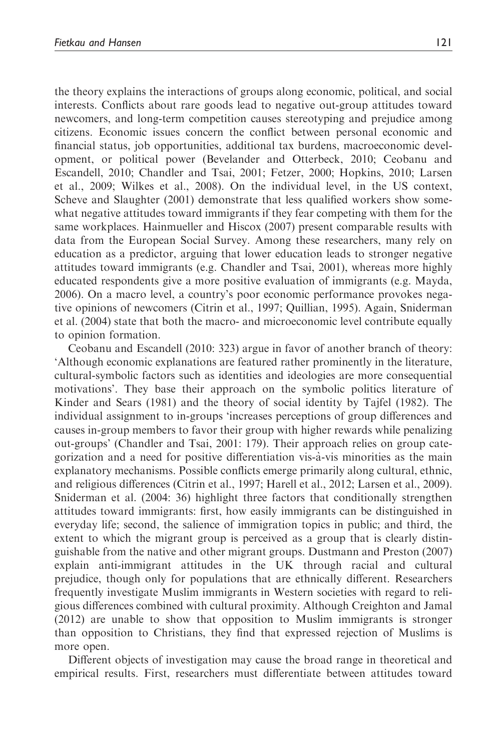the theory explains the interactions of groups along economic, political, and social interests. Conflicts about rare goods lead to negative out-group attitudes toward newcomers, and long-term competition causes stereotyping and prejudice among citizens. Economic issues concern the conflict between personal economic and financial status, job opportunities, additional tax burdens, macroeconomic development, or political power (Bevelander and Otterbeck, 2010; Ceobanu and Escandell, 2010; Chandler and Tsai, 2001; Fetzer, 2000; Hopkins, 2010; Larsen et al., 2009; Wilkes et al., 2008). On the individual level, in the US context, Scheve and Slaughter (2001) demonstrate that less qualified workers show somewhat negative attitudes toward immigrants if they fear competing with them for the same workplaces. Hainmueller and Hiscox (2007) present comparable results with data from the European Social Survey. Among these researchers, many rely on education as a predictor, arguing that lower education leads to stronger negative attitudes toward immigrants (e.g. Chandler and Tsai, 2001), whereas more highly educated respondents give a more positive evaluation of immigrants (e.g. Mayda, 2006). On a macro level, a country's poor economic performance provokes negative opinions of newcomers (Citrin et al., 1997; Quillian, 1995). Again, Sniderman et al. (2004) state that both the macro- and microeconomic level contribute equally to opinion formation.

Ceobanu and Escandell (2010: 323) argue in favor of another branch of theory: 'Although economic explanations are featured rather prominently in the literature, cultural-symbolic factors such as identities and ideologies are more consequential motivations'. They base their approach on the symbolic politics literature of Kinder and Sears (1981) and the theory of social identity by Tajfel (1982). The individual assignment to in-groups 'increases perceptions of group differences and causes in-group members to favor their group with higher rewards while penalizing out-groups' (Chandler and Tsai, 2001: 179). Their approach relies on group categorization and a need for positive differentiation vis-à-vis minorities as the main explanatory mechanisms. Possible conflicts emerge primarily along cultural, ethnic, and religious differences (Citrin et al., 1997; Harell et al., 2012; Larsen et al., 2009). Sniderman et al. (2004: 36) highlight three factors that conditionally strengthen attitudes toward immigrants: first, how easily immigrants can be distinguished in everyday life; second, the salience of immigration topics in public; and third, the extent to which the migrant group is perceived as a group that is clearly distinguishable from the native and other migrant groups. Dustmann and Preston (2007) explain anti-immigrant attitudes in the UK through racial and cultural prejudice, though only for populations that are ethnically different. Researchers frequently investigate Muslim immigrants in Western societies with regard to religious differences combined with cultural proximity. Although Creighton and Jamal (2012) are unable to show that opposition to Muslim immigrants is stronger than opposition to Christians, they find that expressed rejection of Muslims is more open.

Different objects of investigation may cause the broad range in theoretical and empirical results. First, researchers must differentiate between attitudes toward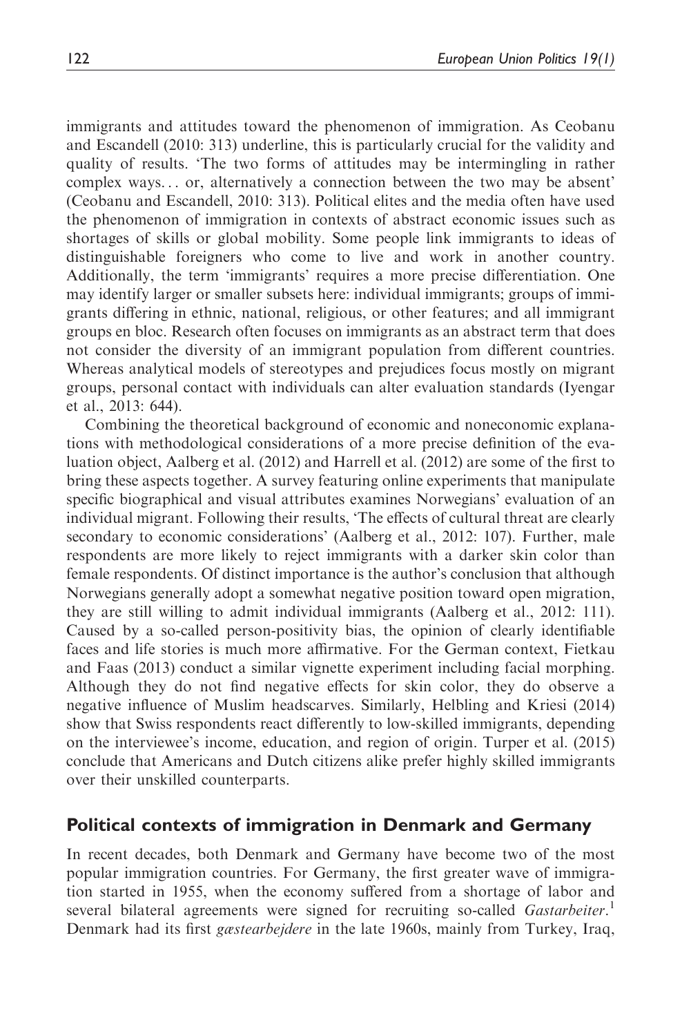immigrants and attitudes toward the phenomenon of immigration. As Ceobanu and Escandell (2010: 313) underline, this is particularly crucial for the validity and quality of results. 'The two forms of attitudes may be intermingling in rather complex ways... or, alternatively a connection between the two may be absent' (Ceobanu and Escandell, 2010: 313). Political elites and the media often have used the phenomenon of immigration in contexts of abstract economic issues such as shortages of skills or global mobility. Some people link immigrants to ideas of distinguishable foreigners who come to live and work in another country. Additionally, the term 'immigrants' requires a more precise differentiation. One may identify larger or smaller subsets here: individual immigrants; groups of immigrants differing in ethnic, national, religious, or other features; and all immigrant groups en bloc. Research often focuses on immigrants as an abstract term that does not consider the diversity of an immigrant population from different countries. Whereas analytical models of stereotypes and prejudices focus mostly on migrant groups, personal contact with individuals can alter evaluation standards (Iyengar et al., 2013: 644).

Combining the theoretical background of economic and noneconomic explanations with methodological considerations of a more precise definition of the evaluation object, Aalberg et al. (2012) and Harrell et al. (2012) are some of the first to bring these aspects together. A survey featuring online experiments that manipulate specific biographical and visual attributes examines Norwegians' evaluation of an individual migrant. Following their results, 'The effects of cultural threat are clearly secondary to economic considerations' (Aalberg et al., 2012: 107). Further, male respondents are more likely to reject immigrants with a darker skin color than female respondents. Of distinct importance is the author's conclusion that although Norwegians generally adopt a somewhat negative position toward open migration, they are still willing to admit individual immigrants (Aalberg et al., 2012: 111). Caused by a so-called person-positivity bias, the opinion of clearly identifiable faces and life stories is much more affirmative. For the German context, Fietkau and Faas (2013) conduct a similar vignette experiment including facial morphing. Although they do not find negative effects for skin color, they do observe a negative influence of Muslim headscarves. Similarly, Helbling and Kriesi (2014) show that Swiss respondents react differently to low-skilled immigrants, depending on the interviewee's income, education, and region of origin. Turper et al. (2015) conclude that Americans and Dutch citizens alike prefer highly skilled immigrants over their unskilled counterparts.

## Political contexts of immigration in Denmark and Germany

In recent decades, both Denmark and Germany have become two of the most popular immigration countries. For Germany, the first greater wave of immigration started in 1955, when the economy suffered from a shortage of labor and several bilateral agreements were signed for recruiting so-called *Gastarbeiter*.[1] Denmark had its first *gæstearbejdere* in the late 1960s, mainly from Turkey, Iraq,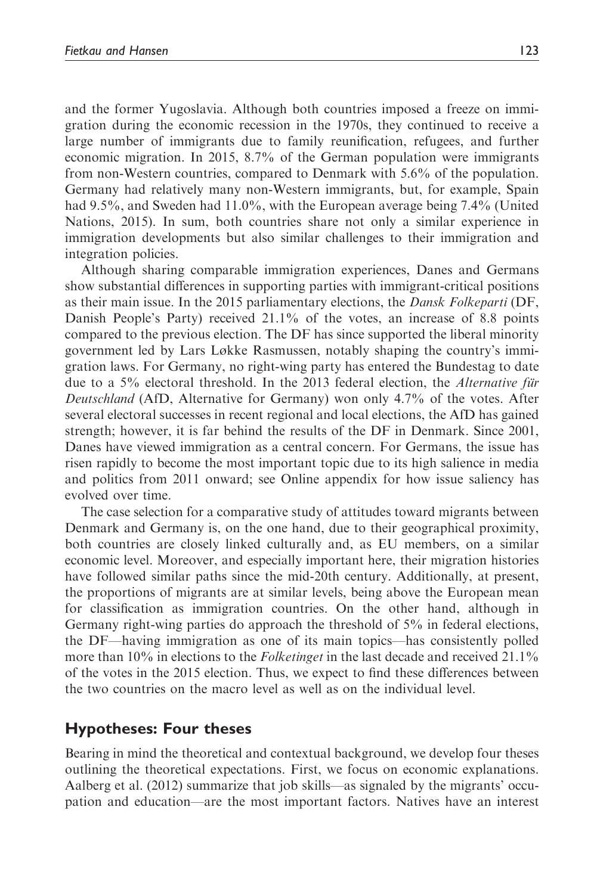and the former Yugoslavia. Although both countries imposed a freeze on immigration during the economic recession in the 1970s, they continued to receive a large number of immigrants due to family reunification, refugees, and further economic migration. In 2015, 8.7% of the German population were immigrants from non-Western countries, compared to Denmark with 5.6% of the population. Germany had relatively many non-Western immigrants, but, for example, Spain had 9.5%, and Sweden had 11.0%, with the European average being 7.4% (United Nations, 2015). In sum, both countries share not only a similar experience in immigration developments but also similar challenges to their immigration and integration policies.

Although sharing comparable immigration experiences, Danes and Germans show substantial differences in supporting parties with immigrant-critical positions as their main issue. In the 2015 parliamentary elections, the *Dansk Folkeparti* (DF, Danish People's Party) received 21.1% of the votes, an increase of 8.8 points compared to the previous election. The DF has since supported the liberal minority government led by Lars Løkke Rasmussen, notably shaping the country's immigration laws. For Germany, no right-wing party has entered the Bundestag to date due to a 5% electoral threshold. In the 2013 federal election, the *Alternative für Deutschland* (AfD, Alternative for Germany) won only 4.7% of the votes. After several electoral successes in recent regional and local elections, the AfD has gained strength; however, it is far behind the results of the DF in Denmark. Since 2001, Danes have viewed immigration as a central concern. For Germans, the issue has risen rapidly to become the most important topic due to its high salience in media and politics from 2011 onward; see Online appendix for how issue saliency has evolved over time.

The case selection for a comparative study of attitudes toward migrants between Denmark and Germany is, on the one hand, due to their geographical proximity, both countries are closely linked culturally and, as EU members, on a similar economic level. Moreover, and especially important here, their migration histories have followed similar paths since the mid-20th century. Additionally, at present, the proportions of migrants are at similar levels, being above the European mean for classification as immigration countries. On the other hand, although in Germany right-wing parties do approach the threshold of 5% in federal elections, the DF—having immigration as one of its main topics—has consistently polled more than 10% in elections to the *Folketinget* in the last decade and received 21.1% of the votes in the 2015 election. Thus, we expect to find these differences between the two countries on the macro level as well as on the individual level.

## Hypotheses: Four theses

Bearing in mind the theoretical and contextual background, we develop four theses outlining the theoretical expectations. First, we focus on economic explanations. Aalberg et al. (2012) summarize that job skills—as signaled by the migrants' occupation and education—are the most important factors. Natives have an interest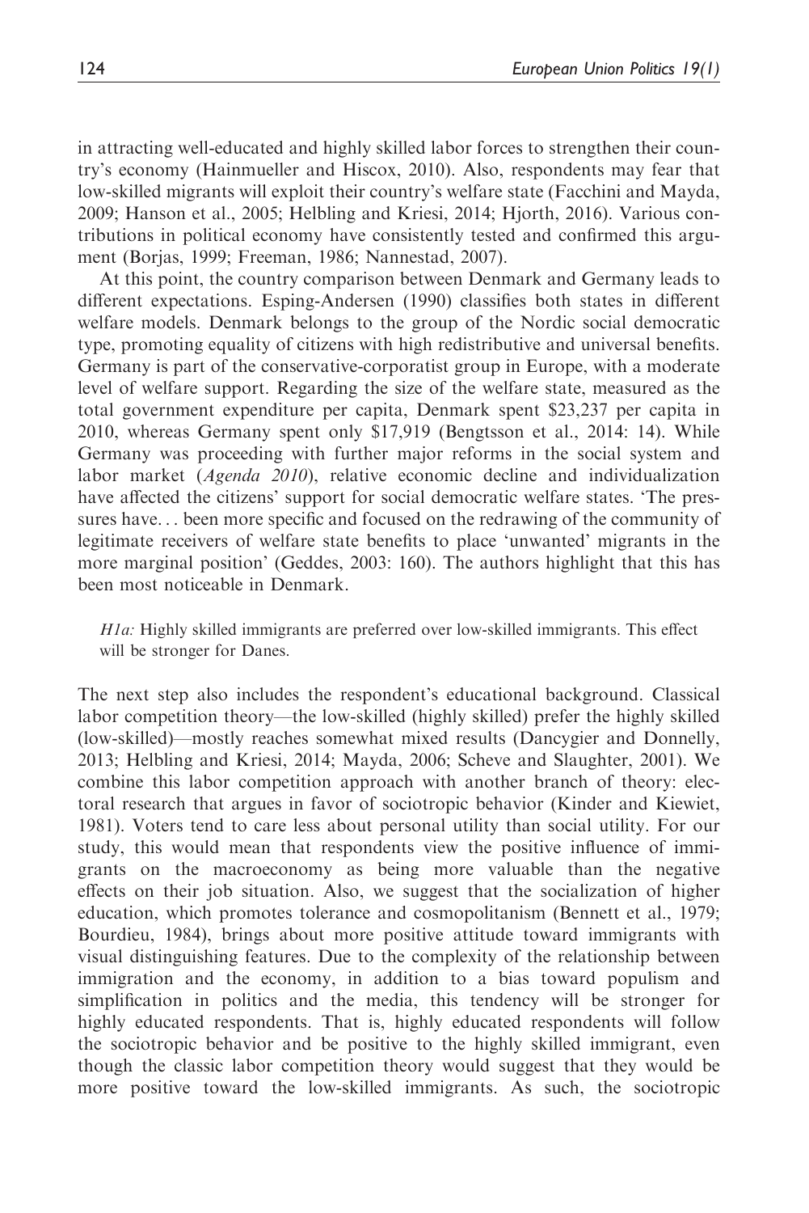in attracting well-educated and highly skilled labor forces to strengthen their country's economy (Hainmueller and Hiscox, 2010). Also, respondents may fear that low-skilled migrants will exploit their country's welfare state (Facchini and Mayda, 2009; Hanson et al., 2005; Helbling and Kriesi, 2014; Hjorth, 2016). Various contributions in political economy have consistently tested and confirmed this argument (Borjas, 1999; Freeman, 1986; Nannestad, 2007).

At this point, the country comparison between Denmark and Germany leads to different expectations. Esping-Andersen (1990) classifies both states in different welfare models. Denmark belongs to the group of the Nordic social democratic type, promoting equality of citizens with high redistributive and universal benefits. Germany is part of the conservative-corporatist group in Europe, with a moderate level of welfare support. Regarding the size of the welfare state, measured as the total government expenditure per capita, Denmark spent $23,237 per capita in 2010, whereas Germany spent only $17,919 (Bengtsson et al., 2014: 14). While Germany was proceeding with further major reforms in the social system and labor market (*Agenda 2010*), relative economic decline and individualization have affected the citizens' support for social democratic welfare states. 'The pressures have... been more specific and focused on the redrawing of the community of legitimate receivers of welfare state benefits to place 'unwanted' migrants in the more marginal position' (Geddes, 2003: 160). The authors highlight that this has been most noticeable in Denmark.

> *H1a:* Highly skilled immigrants are preferred over low-skilled immigrants. This effect will be stronger for Danes.

The next step also includes the respondent's educational background. Classical labor competition theory—the low-skilled (highly skilled) prefer the highly skilled (low-skilled)—mostly reaches somewhat mixed results (Dancygier and Donnelly, 2013; Helbling and Kriesi, 2014; Mayda, 2006; Scheve and Slaughter, 2001). We combine this labor competition approach with another branch of theory: electoral research that argues in favor of sociotropic behavior (Kinder and Kiewiet, 1981). Voters tend to care less about personal utility than social utility. For our study, this would mean that respondents view the positive influence of immigrants on the macroeconomy as being more valuable than the negative effects on their job situation. Also, we suggest that the socialization of higher education, which promotes tolerance and cosmopolitanism (Bennett et al., 1979; Bourdieu, 1984), brings about more positive attitude toward immigrants with visual distinguishing features. Due to the complexity of the relationship between immigration and the economy, in addition to a bias toward populism and simplification in politics and the media, this tendency will be stronger for highly educated respondents. That is, highly educated respondents will follow the sociotropic behavior and be positive to the highly skilled immigrant, even though the classic labor competition theory would suggest that they would be more positive toward the low-skilled immigrants. As such, the sociotropic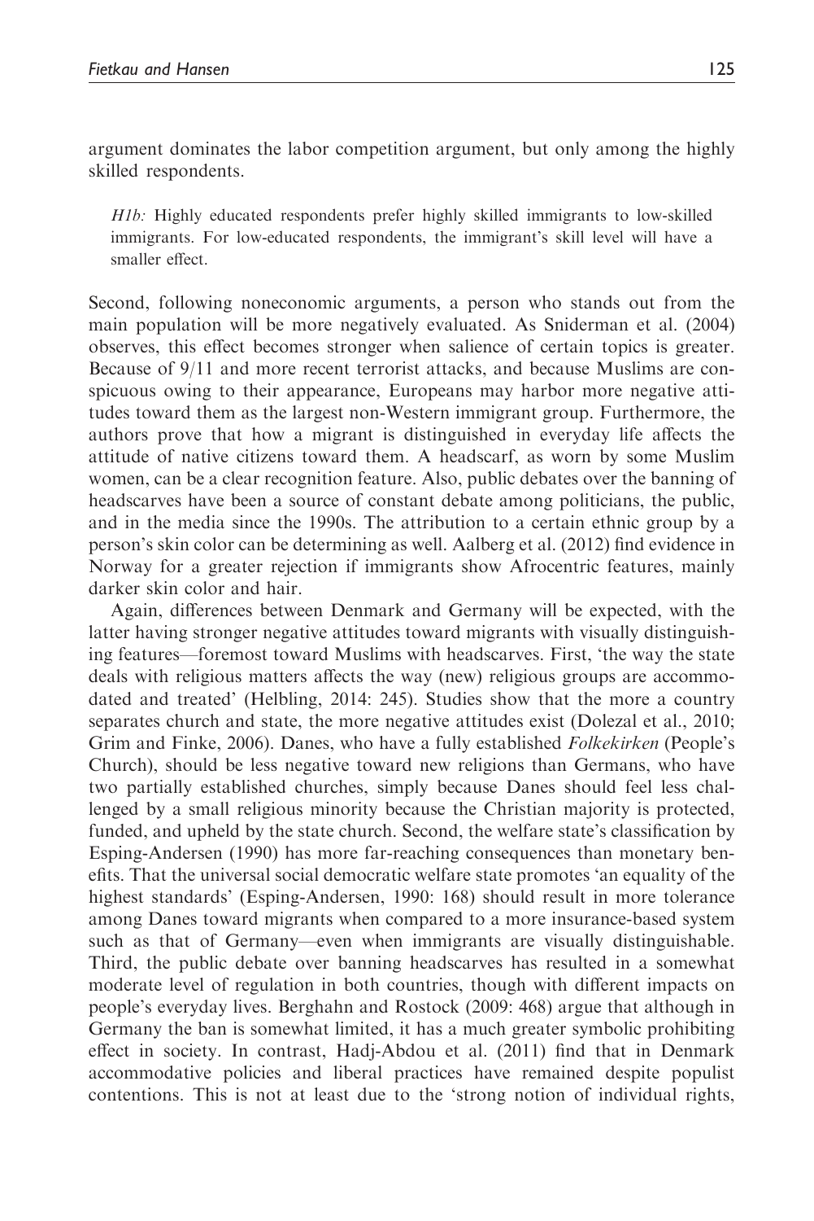argument dominates the labor competition argument, but only among the highly skilled respondents.

> *H1b:* Highly educated respondents prefer highly skilled immigrants to low-skilled immigrants. For low-educated respondents, the immigrant's skill level will have a smaller effect.

Second, following noneconomic arguments, a person who stands out from the main population will be more negatively evaluated. As Sniderman et al. (2004) observes, this effect becomes stronger when salience of certain topics is greater. Because of 9/11 and more recent terrorist attacks, and because Muslims are conspicuous owing to their appearance, Europeans may harbor more negative attitudes toward them as the largest non-Western immigrant group. Furthermore, the authors prove that how a migrant is distinguished in everyday life affects the attitude of native citizens toward them. A headscarf, as worn by some Muslim women, can be a clear recognition feature. Also, public debates over the banning of headscarves have been a source of constant debate among politicians, the public, and in the media since the 1990s. The attribution to a certain ethnic group by a person's skin color can be determining as well. Aalberg et al. (2012) find evidence in Norway for a greater rejection if immigrants show Afrocentric features, mainly darker skin color and hair.

Again, differences between Denmark and Germany will be expected, with the latter having stronger negative attitudes toward migrants with visually distinguishing features—foremost toward Muslims with headscarves. First, 'the way the state deals with religious matters affects the way (new) religious groups are accommodated and treated' (Helbling, 2014: 245). Studies show that the more a country separates church and state, the more negative attitudes exist (Dolezal et al., 2010; Grim and Finke, 2006). Danes, who have a fully established *Folkekirken* (People's Church), should be less negative toward new religions than Germans, who have two partially established churches, simply because Danes should feel less challenged by a small religious minority because the Christian majority is protected, funded, and upheld by the state church. Second, the welfare state's classification by Esping-Andersen (1990) has more far-reaching consequences than monetary benefits. That the universal social democratic welfare state promotes 'an equality of the highest standards' (Esping-Andersen, 1990: 168) should result in more tolerance among Danes toward migrants when compared to a more insurance-based system such as that of Germany—even when immigrants are visually distinguishable. Third, the public debate over banning headscarves has resulted in a somewhat moderate level of regulation in both countries, though with different impacts on people's everyday lives. Berghahn and Rostock (2009: 468) argue that although in Germany the ban is somewhat limited, it has a much greater symbolic prohibiting effect in society. In contrast, Hadj-Abdou et al. (2011) find that in Denmark accommodative policies and liberal practices have remained despite populist contentions. This is not at least due to the 'strong notion of individual rights,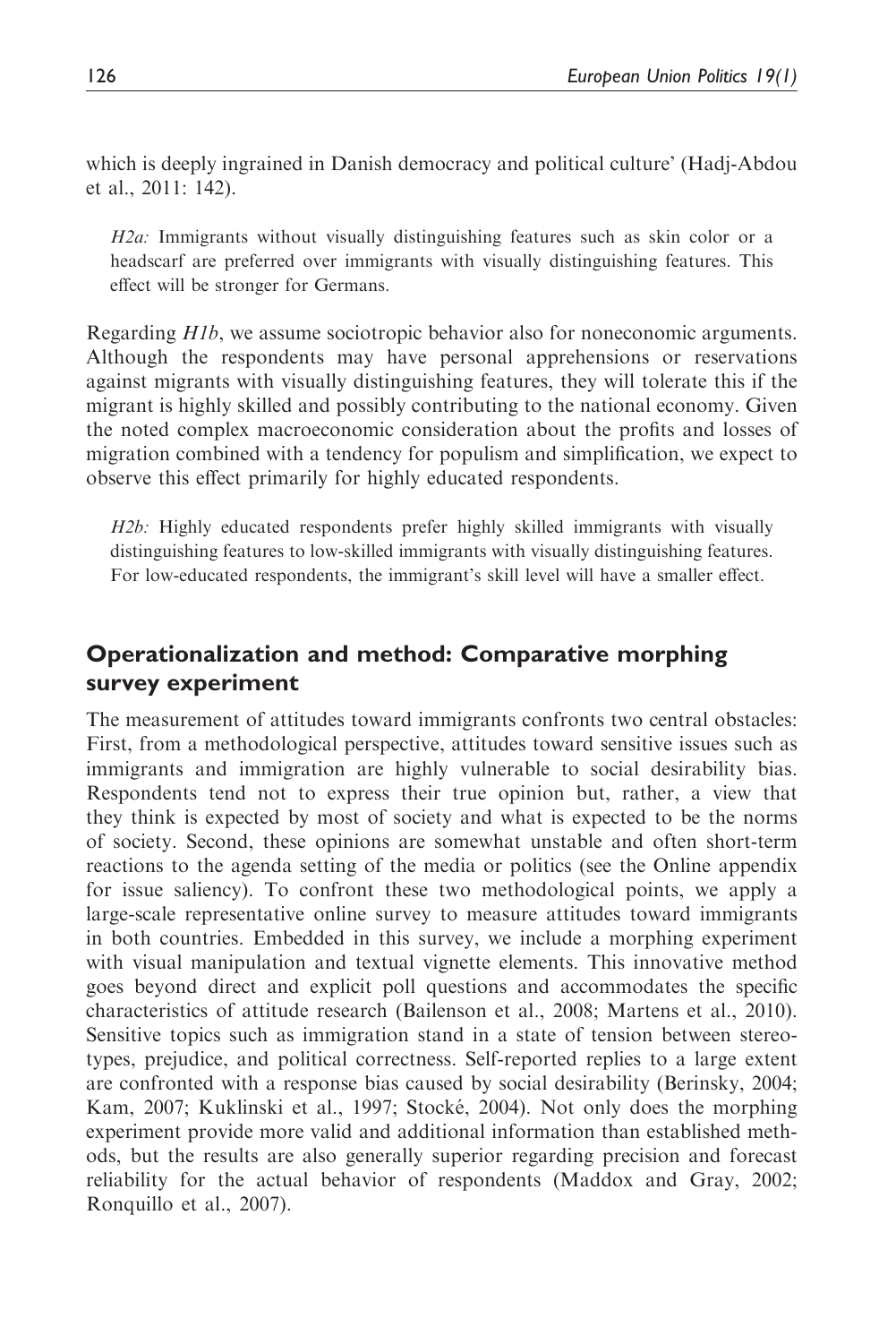which is deeply ingrained in Danish democracy and political culture' (Hadj-Abdou et al., 2011: 142).

> *H2a:* Immigrants without visually distinguishing features such as skin color or a headscarf are preferred over immigrants with visually distinguishing features. This effect will be stronger for Germans.

Regarding *H1b*, we assume sociotropic behavior also for noneconomic arguments. Although the respondents may have personal apprehensions or reservations against migrants with visually distinguishing features, they will tolerate this if the migrant is highly skilled and possibly contributing to the national economy. Given the noted complex macroeconomic consideration about the profits and losses of migration combined with a tendency for populism and simplification, we expect to observe this effect primarily for highly educated respondents.

> *H2b:* Highly educated respondents prefer highly skilled immigrants with visually distinguishing features to low-skilled immigrants with visually distinguishing features. For low-educated respondents, the immigrant's skill level will have a smaller effect.

## Operationalization and method: Comparative morphing survey experiment

The measurement of attitudes toward immigrants confronts two central obstacles: First, from a methodological perspective, attitudes toward sensitive issues such as immigrants and immigration are highly vulnerable to social desirability bias. Respondents tend not to express their true opinion but, rather, a view that they think is expected by most of society and what is expected to be the norms of society. Second, these opinions are somewhat unstable and often short-term reactions to the agenda setting of the media or politics (see the Online appendix for issue saliency). To confront these two methodological points, we apply a large-scale representative online survey to measure attitudes toward immigrants in both countries. Embedded in this survey, we include a morphing experiment with visual manipulation and textual vignette elements. This innovative method goes beyond direct and explicit poll questions and accommodates the specific characteristics of attitude research (Bailenson et al., 2008; Martens et al., 2010). Sensitive topics such as immigration stand in a state of tension between stereotypes, prejudice, and political correctness. Self-reported replies to a large extent are confronted with a response bias caused by social desirability (Berinsky, 2004; Kam, 2007; Kuklinski et al., 1997; Stocké, 2004). Not only does the morphing experiment provide more valid and additional information than established methods, but the results are also generally superior regarding precision and forecast reliability for the actual behavior of respondents (Maddox and Gray, 2002; Ronquillo et al., 2007).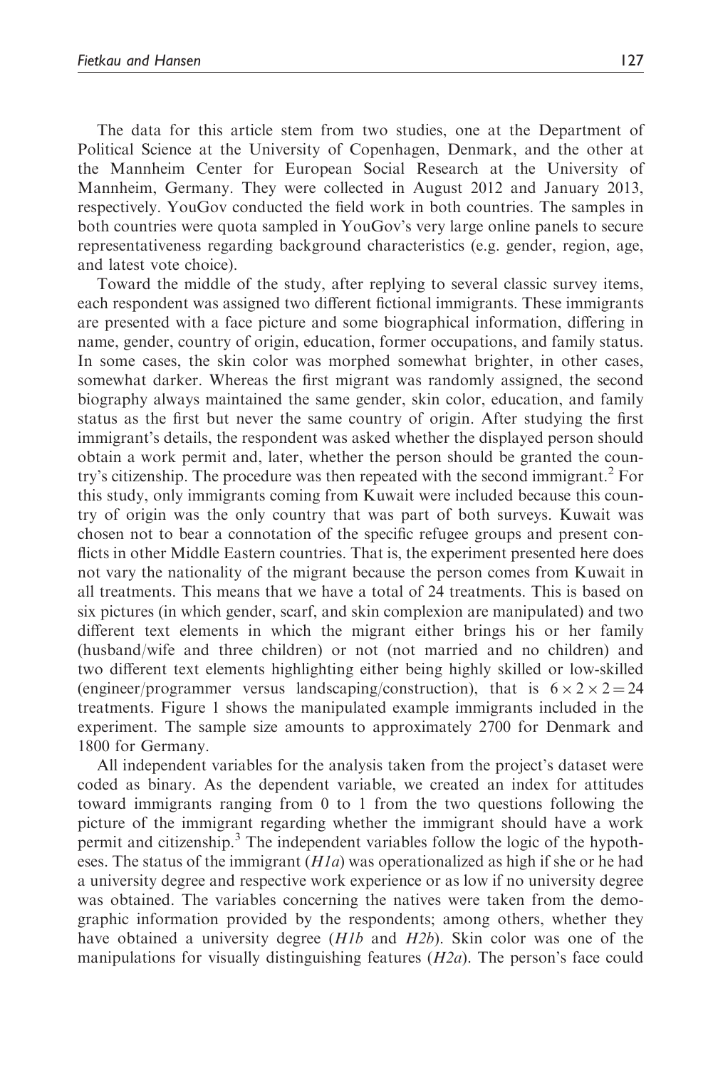The data for this article stem from two studies, one at the Department of Political Science at the University of Copenhagen, Denmark, and the other at the Mannheim Center for European Social Research at the University of Mannheim, Germany. They were collected in August 2012 and January 2013, respectively. YouGov conducted the field work in both countries. The samples in both countries were quota sampled in YouGov's very large online panels to secure representativeness regarding background characteristics (e.g. gender, region, age, and latest vote choice).

Toward the middle of the study, after replying to several classic survey items, each respondent was assigned two different fictional immigrants. These immigrants are presented with a face picture and some biographical information, differing in name, gender, country of origin, education, former occupations, and family status. In some cases, the skin color was morphed somewhat brighter, in other cases, somewhat darker. Whereas the first migrant was randomly assigned, the second biography always maintained the same gender, skin color, education, and family status as the first but never the same country of origin. After studying the first immigrant's details, the respondent was asked whether the displayed person should obtain a work permit and, later, whether the person should be granted the country's citizenship. The procedure was then repeated with the second immigrant.[2] For this study, only immigrants coming from Kuwait were included because this country of origin was the only country that was part of both surveys. Kuwait was chosen not to bear a connotation of the specific refugee groups and present conflicts in other Middle Eastern countries. That is, the experiment presented here does not vary the nationality of the migrant because the person comes from Kuwait in all treatments. This means that we have a total of 24 treatments. This is based on six pictures (in which gender, scarf, and skin complexion are manipulated) and two different text elements in which the migrant either brings his or her family (husband/wife and three children) or not (not married and no children) and two different text elements highlighting either being highly skilled or low-skilled (engineer/programmer versus landscaping/construction), that is $6 \times 2 \times 2 = 24$ treatments. Figure 1 shows the manipulated example immigrants included in the experiment. The sample size amounts to approximately 2700 for Denmark and 1800 for Germany.

All independent variables for the analysis taken from the project's dataset were coded as binary. As the dependent variable, we created an index for attitudes toward immigrants ranging from 0 to 1 from the two questions following the picture of the immigrant regarding whether the immigrant should have a work permit and citizenship.[3] The independent variables follow the logic of the hypotheses. The status of the immigrant (*H1a*) was operationalized as high if she or he had a university degree and respective work experience or as low if no university degree was obtained. The variables concerning the natives were taken from the demographic information provided by the respondents; among others, whether they have obtained a university degree (*H1b* and *H2b*). Skin color was one of the manipulations for visually distinguishing features (*H2a*). The person's face could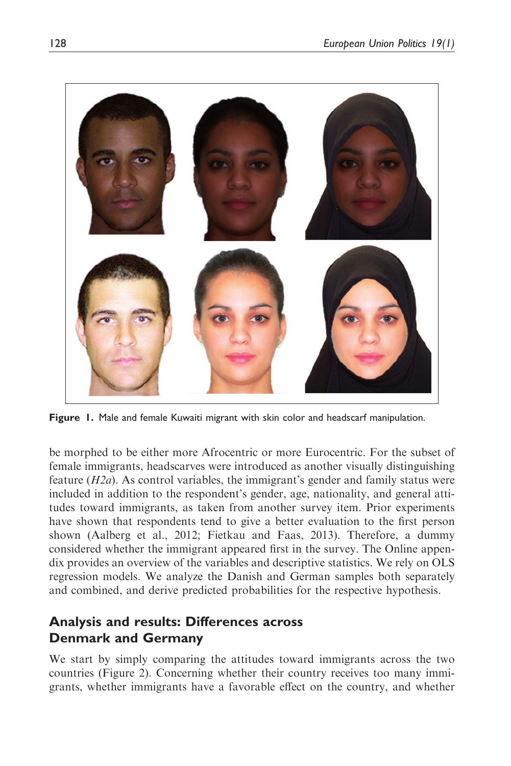Figure 1. Male and female Kuwaiti migrant with skin color and headscarf manipulation.

be morphed to be either more Afrocentric or more Eurocentric. For the subset of female immigrants, headscarves were introduced as another visually distinguishing feature (*H2a*). As control variables, the immigrant's gender and family status were included in addition to the respondent's gender, age, nationality, and general attitudes toward immigrants, as taken from another survey item. Prior experiments have shown that respondents tend to give a better evaluation to the first person shown (Aalberg et al., 2012; Fietkau and Faas, 2013). Therefore, a dummy considered whether the immigrant appeared first in the survey. The Online appendix provides an overview of the variables and descriptive statistics. We rely on OLS regression models. We analyze the Danish and German samples both separately and combined, and derive predicted probabilities for the respective hypothesis.

## Analysis and results: Differences across Denmark and Germany

We start by simply comparing the attitudes toward immigrants across the two countries (Figure 2). Concerning whether their country receives too many immigrants, whether immigrants have a favorable effect on the country, and whether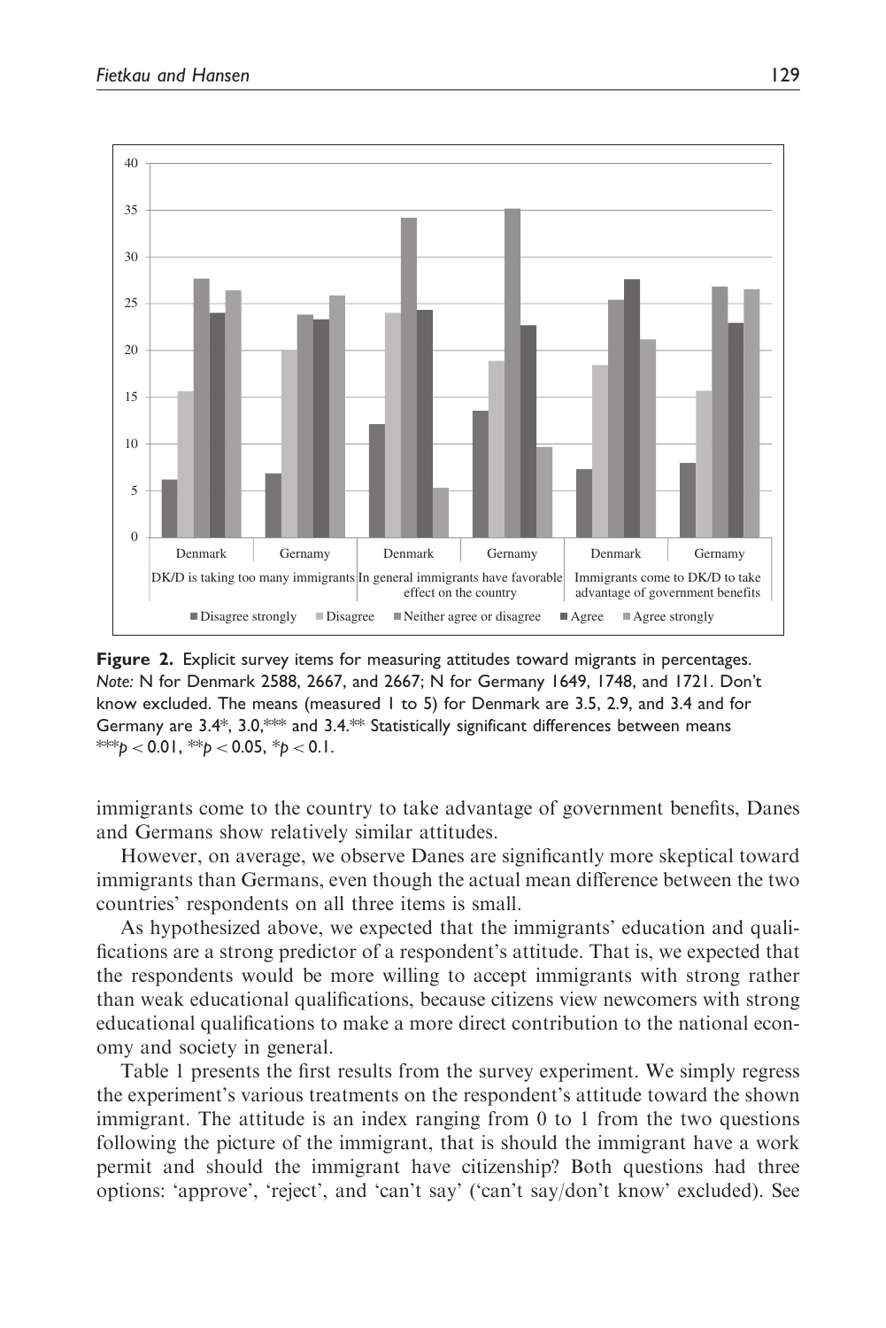**Figure 2.** Explicit survey items for measuring attitudes toward migrants in percentages. *Note:* N for Denmark 2588, 2667, and 2667; N for Germany 1649, 1748, and 1721. Don't know excluded. The means (measured 1 to 5) for Denmark are 3.5, 2.9, and 3.4 and for Germany are 3.4*, 3.0,*** and 3.4.** Statistically significant differences between means ***$p < 0.01$, **$p < 0.05$, *$p < 0.1$.

immigrants come to the country to take advantage of government benefits, Danes and Germans show relatively similar attitudes.

However, on average, we observe Danes are significantly more skeptical toward immigrants than Germans, even though the actual mean difference between the two countries' respondents on all three items is small.

As hypothesized above, we expected that the immigrants' education and qualifications are a strong predictor of a respondent's attitude. That is, we expected that the respondents would be more willing to accept immigrants with strong rather than weak educational qualifications, because citizens view newcomers with strong educational qualifications to make a more direct contribution to the national economy and society in general.

Table 1 presents the first results from the survey experiment. We simply regress the experiment's various treatments on the respondent's attitude toward the shown immigrant. The attitude is an index ranging from 0 to 1 from the two questions following the picture of the immigrant, that is should the immigrant have a work permit and should the immigrant have citizenship? Both questions had three options: 'approve', 'reject', and 'can't say' ('can't say/don't know' excluded). See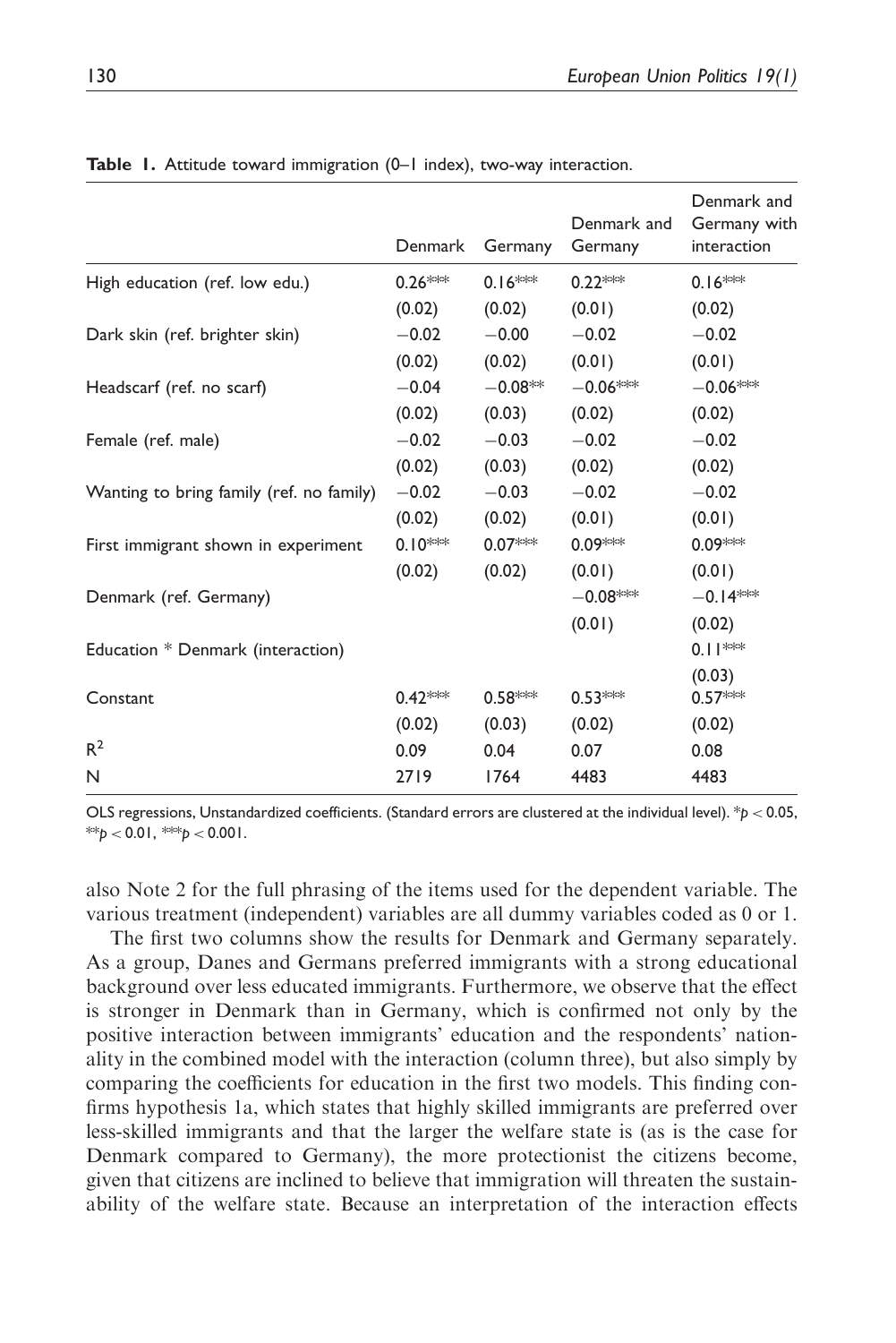**Table 1.** Attitude toward immigration (0–1 index), two-way interaction.

| | Denmark | Germany | Denmark and Germany | Denmark and Germany with interaction |
|---|---|---|---|---|
| High education (ref. low edu.) | 0.26*** | 0.16*** | 0.22*** | 0.16*** |
| | (0.02) | (0.02) | (0.01) | (0.02) |
| Dark skin (ref. brighter skin) | −0.02 | −0.00 | −0.02 | −0.02 |
| | (0.02) | (0.02) | (0.01) | (0.01) |
| Headscarf (ref. no scarf) | −0.04 | −0.08** | −0.06*** | −0.06*** |
| | (0.02) | (0.03) | (0.02) | (0.02) |
| Female (ref. male) | −0.02 | −0.03 | −0.02 | −0.02 |
| | (0.02) | (0.03) | (0.02) | (0.02) |
| Wanting to bring family (ref. no family) | −0.02 | −0.03 | −0.02 | −0.02 |
| | (0.02) | (0.02) | (0.01) | (0.01) |
| First immigrant shown in experiment | 0.10*** | 0.07*** | 0.09*** | 0.09*** |
| | (0.02) | (0.02) | (0.01) | (0.01) |
| Denmark (ref. Germany) | | | −0.08*** | −0.14*** |
| | | | (0.01) | (0.02) |
| Education * Denmark (interaction) | | | | 0.11*** |
| | | | | (0.03) |
| Constant | 0.42*** | 0.58*** | 0.53*** | 0.57*** |
| | (0.02) | (0.03) | (0.02) | (0.02) |
| $R^2$ | 0.09 | 0.04 | 0.07 | 0.08 |
| N | 2719 | 1764 | 4483 | 4483 |

OLS regressions, Unstandardized coefficients. (Standard errors are clustered at the individual level). *$p < 0.05$, **$p < 0.01$, ***$p < 0.001$.

also Note 2 for the full phrasing of the items used for the dependent variable. The various treatment (independent) variables are all dummy variables coded as 0 or 1.

The first two columns show the results for Denmark and Germany separately. As a group, Danes and Germans preferred immigrants with a strong educational background over less educated immigrants. Furthermore, we observe that the effect is stronger in Denmark than in Germany, which is confirmed not only by the positive interaction between immigrants' education and the respondents' nationality in the combined model with the interaction (column three), but also simply by comparing the coefficients for education in the first two models. This finding confirms hypothesis 1a, which states that highly skilled immigrants are preferred over less-skilled immigrants and that the larger the welfare state is (as is the case for Denmark compared to Germany), the more protectionist the citizens become, given that citizens are inclined to believe that immigration will threaten the sustainability of the welfare state. Because an interpretation of the interaction effects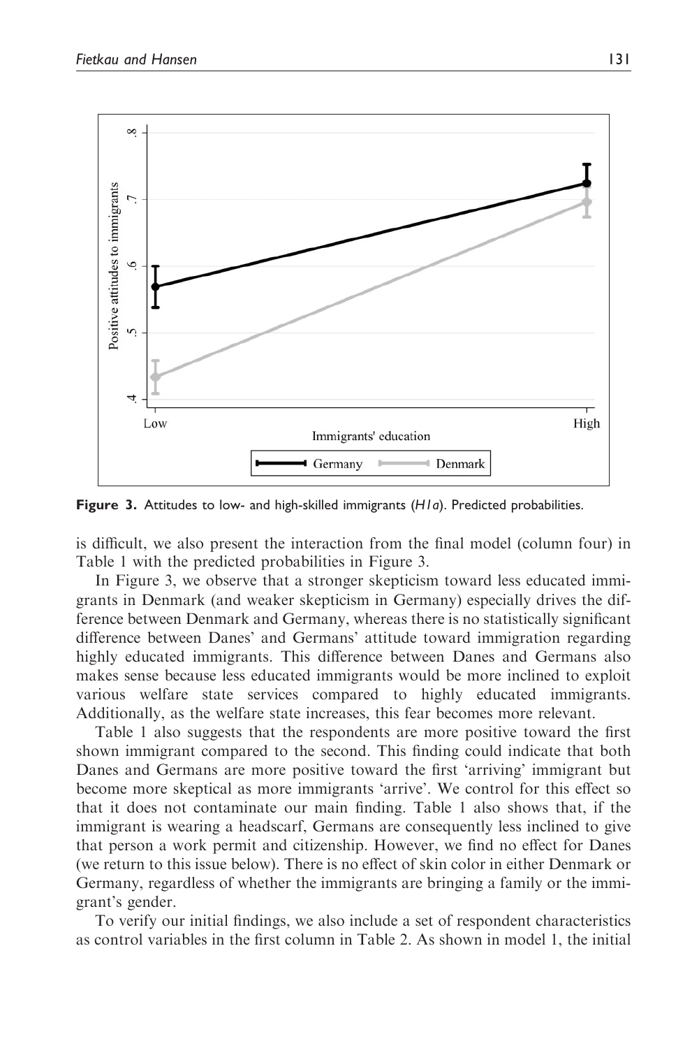Figure 3. Attitudes to low- and high-skilled immigrants (*H1a*). Predicted probabilities.

is difficult, we also present the interaction from the final model (column four) in Table 1 with the predicted probabilities in Figure 3.

In Figure 3, we observe that a stronger skepticism toward less educated immigrants in Denmark (and weaker skepticism in Germany) especially drives the difference between Denmark and Germany, whereas there is no statistically significant difference between Danes' and Germans' attitude toward immigration regarding highly educated immigrants. This difference between Danes and Germans also makes sense because less educated immigrants would be more inclined to exploit various welfare state services compared to highly educated immigrants. Additionally, as the welfare state increases, this fear becomes more relevant.

Table 1 also suggests that the respondents are more positive toward the first shown immigrant compared to the second. This finding could indicate that both Danes and Germans are more positive toward the first 'arriving' immigrant but become more skeptical as more immigrants 'arrive'. We control for this effect so that it does not contaminate our main finding. Table 1 also shows that, if the immigrant is wearing a headscarf, Germans are consequently less inclined to give that person a work permit and citizenship. However, we find no effect for Danes (we return to this issue below). There is no effect of skin color in either Denmark or Germany, regardless of whether the immigrants are bringing a family or the immigrant's gender.

To verify our initial findings, we also include a set of respondent characteristics as control variables in the first column in Table 2. As shown in model 1, the initial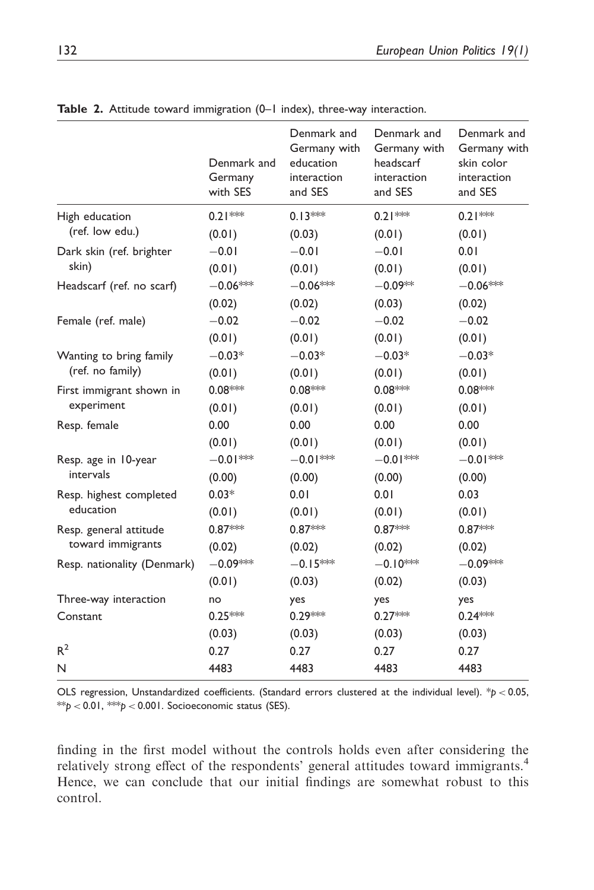**Table 2.** Attitude toward immigration (0–1 index), three-way interaction.

| | Denmark and Germany with SES | Denmark and Germany with education interaction and SES | Denmark and Germany with headscarf interaction and SES | Denmark and Germany with skin color interaction and SES |
|---|---|---|---|---|
| High education (ref. low edu.) | 0.21*** | 0.13*** | 0.21*** | 0.21*** |
| | (0.01) | (0.03) | (0.01) | (0.01) |
| Dark skin (ref. brighter skin) | −0.01 | −0.01 | −0.01 | 0.01 |
| | (0.01) | (0.01) | (0.01) | (0.01) |
| Headscarf (ref. no scarf) | −0.06*** | −0.06*** | −0.09** | −0.06*** |
| | (0.02) | (0.02) | (0.03) | (0.02) |
| Female (ref. male) | −0.02 | −0.02 | −0.02 | −0.02 |
| | (0.01) | (0.01) | (0.01) | (0.01) |
| Wanting to bring family (ref. no family) | −0.03* | −0.03* | −0.03* | −0.03* |
| | (0.01) | (0.01) | (0.01) | (0.01) |
| First immigrant shown in experiment | 0.08*** | 0.08*** | 0.08*** | 0.08*** |
| | (0.01) | (0.01) | (0.01) | (0.01) |
| Resp. female | 0.00 | 0.00 | 0.00 | 0.00 |
| | (0.01) | (0.01) | (0.01) | (0.01) |
| Resp. age in 10-year intervals | −0.01*** | −0.01*** | −0.01*** | −0.01*** |
| | (0.00) | (0.00) | (0.00) | (0.00) |
| Resp. highest completed education | 0.03* | 0.01 | 0.01 | 0.03 |
| | (0.01) | (0.01) | (0.01) | (0.01) |
| Resp. general attitude toward immigrants | 0.87*** | 0.87*** | 0.87*** | 0.87*** |
| | (0.02) | (0.02) | (0.02) | (0.02) |
| Resp. nationality (Denmark) | −0.09*** | −0.15*** | −0.10*** | −0.09*** |
| | (0.01) | (0.03) | (0.02) | (0.03) |
| Three-way interaction | no | yes | yes | yes |
| Constant | 0.25*** | 0.29*** | 0.27*** | 0.24*** |
| | (0.03) | (0.03) | (0.03) | (0.03) |
| $R^2$ | 0.27 | 0.27 | 0.27 | 0.27 |
| N | 4483 | 4483 | 4483 | 4483 |

OLS regression, Unstandardized coefficients. (Standard errors clustered at the individual level). *$p < 0.05$, **$p < 0.01$, ***$p < 0.001$. Socioeconomic status (SES).

finding in the first model without the controls holds even after considering the relatively strong effect of the respondents' general attitudes toward immigrants.[4] Hence, we can conclude that our initial findings are somewhat robust to this control.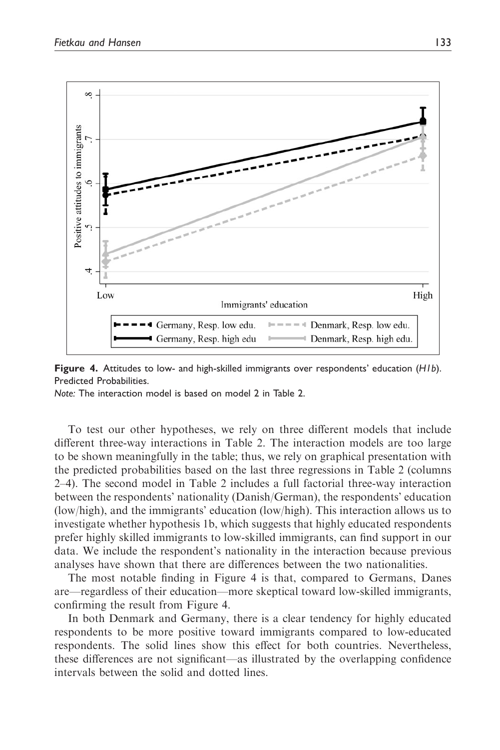Figure 4. Attitudes to low- and high-skilled immigrants over respondents' education (*H1b*). Predicted Probabilities.

*Note:* The interaction model is based on model 2 in Table 2.

To test our other hypotheses, we rely on three different models that include different three-way interactions in Table 2. The interaction models are too large to be shown meaningfully in the table; thus, we rely on graphical presentation with the predicted probabilities based on the last three regressions in Table 2 (columns 2–4). The second model in Table 2 includes a full factorial three-way interaction between the respondents' nationality (Danish/German), the respondents' education (low/high), and the immigrants' education (low/high). This interaction allows us to investigate whether hypothesis 1b, which suggests that highly educated respondents prefer highly skilled immigrants to low-skilled immigrants, can find support in our data. We include the respondent's nationality in the interaction because previous analyses have shown that there are differences between the two nationalities.

The most notable finding in Figure 4 is that, compared to Germans, Danes are—regardless of their education—more skeptical toward low-skilled immigrants, confirming the result from Figure 4.

In both Denmark and Germany, there is a clear tendency for highly educated respondents to be more positive toward immigrants compared to low-educated respondents. The solid lines show this effect for both countries. Nevertheless, these differences are not significant—as illustrated by the overlapping confidence intervals between the solid and dotted lines.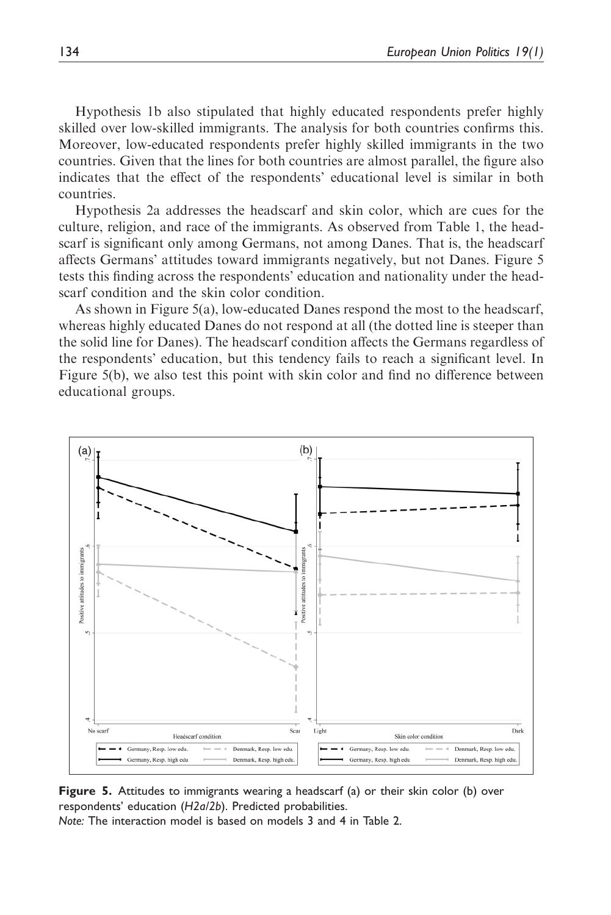Hypothesis 1b also stipulated that highly educated respondents prefer highly skilled over low-skilled immigrants. The analysis for both countries confirms this. Moreover, low-educated respondents prefer highly skilled immigrants in the two countries. Given that the lines for both countries are almost parallel, the figure also indicates that the effect of the respondents' educational level is similar in both countries.

Hypothesis 2a addresses the headscarf and skin color, which are cues for the culture, religion, and race of the immigrants. As observed from Table 1, the headscarf is significant only among Germans, not among Danes. That is, the headscarf affects Germans' attitudes toward immigrants negatively, but not Danes. Figure 5 tests this finding across the respondents' education and nationality under the headscarf condition and the skin color condition.

As shown in Figure 5(a), low-educated Danes respond the most to the headscarf, whereas highly educated Danes do not respond at all (the dotted line is steeper than the solid line for Danes). The headscarf condition affects the Germans regardless of the respondents' education, but this tendency fails to reach a significant level. In Figure 5(b), we also test this point with skin color and find no difference between educational groups.

**Figure 5.** Attitudes to immigrants wearing a headscarf (a) or their skin color (b) over respondents' education (*H2a*/*2b*). Predicted probabilities.
*Note:* The interaction model is based on models 3 and 4 in Table 2.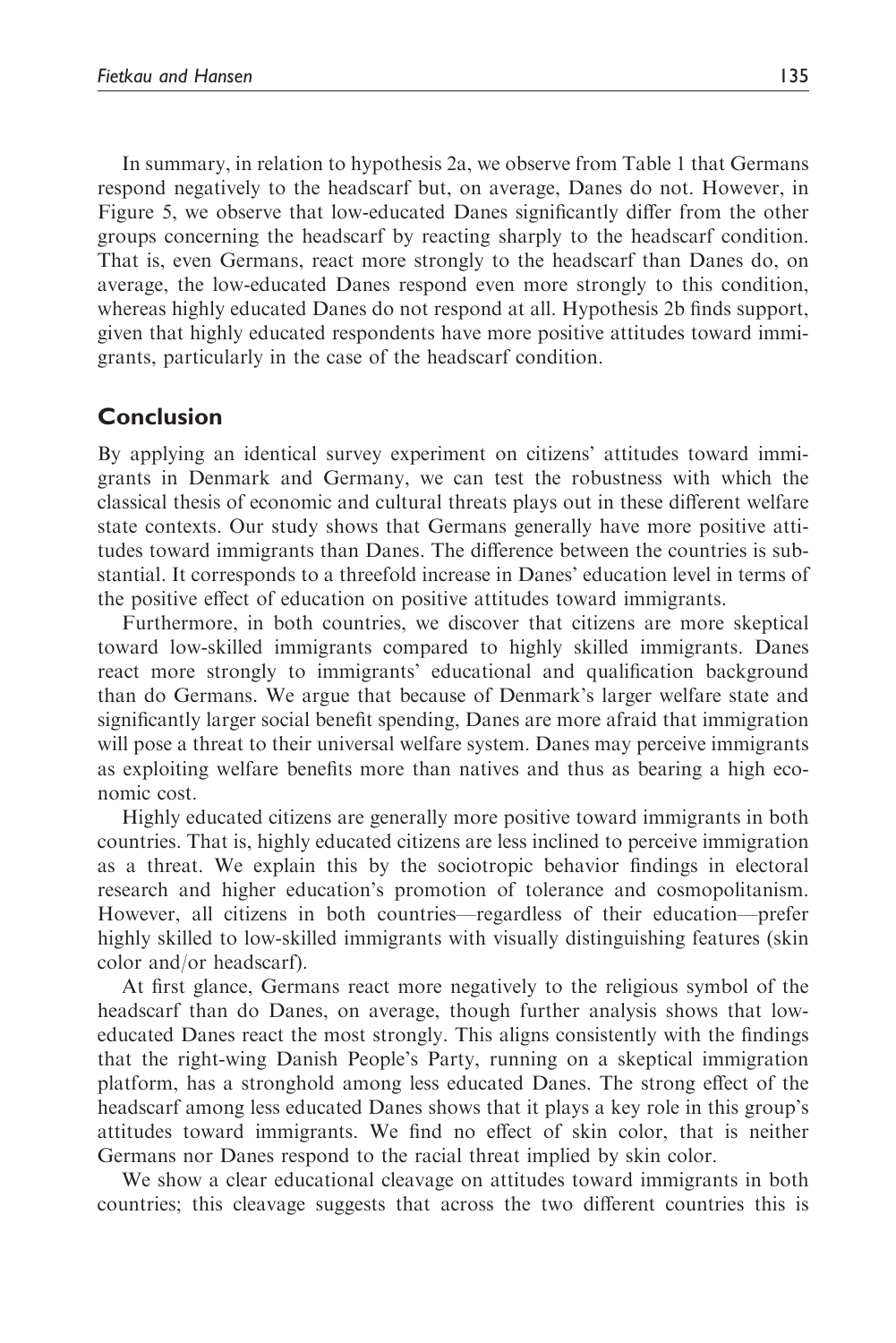In summary, in relation to hypothesis 2a, we observe from Table 1 that Germans respond negatively to the headscarf but, on average, Danes do not. However, in Figure 5, we observe that low-educated Danes significantly differ from the other groups concerning the headscarf by reacting sharply to the headscarf condition. That is, even Germans, react more strongly to the headscarf than Danes do, on average, the low-educated Danes respond even more strongly to this condition, whereas highly educated Danes do not respond at all. Hypothesis 2b finds support, given that highly educated respondents have more positive attitudes toward immigrants, particularly in the case of the headscarf condition.

## Conclusion

By applying an identical survey experiment on citizens' attitudes toward immigrants in Denmark and Germany, we can test the robustness with which the classical thesis of economic and cultural threats plays out in these different welfare state contexts. Our study shows that Germans generally have more positive attitudes toward immigrants than Danes. The difference between the countries is substantial. It corresponds to a threefold increase in Danes' education level in terms of the positive effect of education on positive attitudes toward immigrants.

Furthermore, in both countries, we discover that citizens are more skeptical toward low-skilled immigrants compared to highly skilled immigrants. Danes react more strongly to immigrants' educational and qualification background than do Germans. We argue that because of Denmark's larger welfare state and significantly larger social benefit spending, Danes are more afraid that immigration will pose a threat to their universal welfare system. Danes may perceive immigrants as exploiting welfare benefits more than natives and thus as bearing a high economic cost.

Highly educated citizens are generally more positive toward immigrants in both countries. That is, highly educated citizens are less inclined to perceive immigration as a threat. We explain this by the sociotropic behavior findings in electoral research and higher education's promotion of tolerance and cosmopolitanism. However, all citizens in both countries—regardless of their education—prefer highly skilled to low-skilled immigrants with visually distinguishing features (skin color and/or headscarf).

At first glance, Germans react more negatively to the religious symbol of the headscarf than do Danes, on average, though further analysis shows that low-educated Danes react the most strongly. This aligns consistently with the findings that the right-wing Danish People's Party, running on a skeptical immigration platform, has a stronghold among less educated Danes. The strong effect of the headscarf among less educated Danes shows that it plays a key role in this group's attitudes toward immigrants. We find no effect of skin color, that is neither Germans nor Danes respond to the racial threat implied by skin color.

We show a clear educational cleavage on attitudes toward immigrants in both countries; this cleavage suggests that across the two different countries this is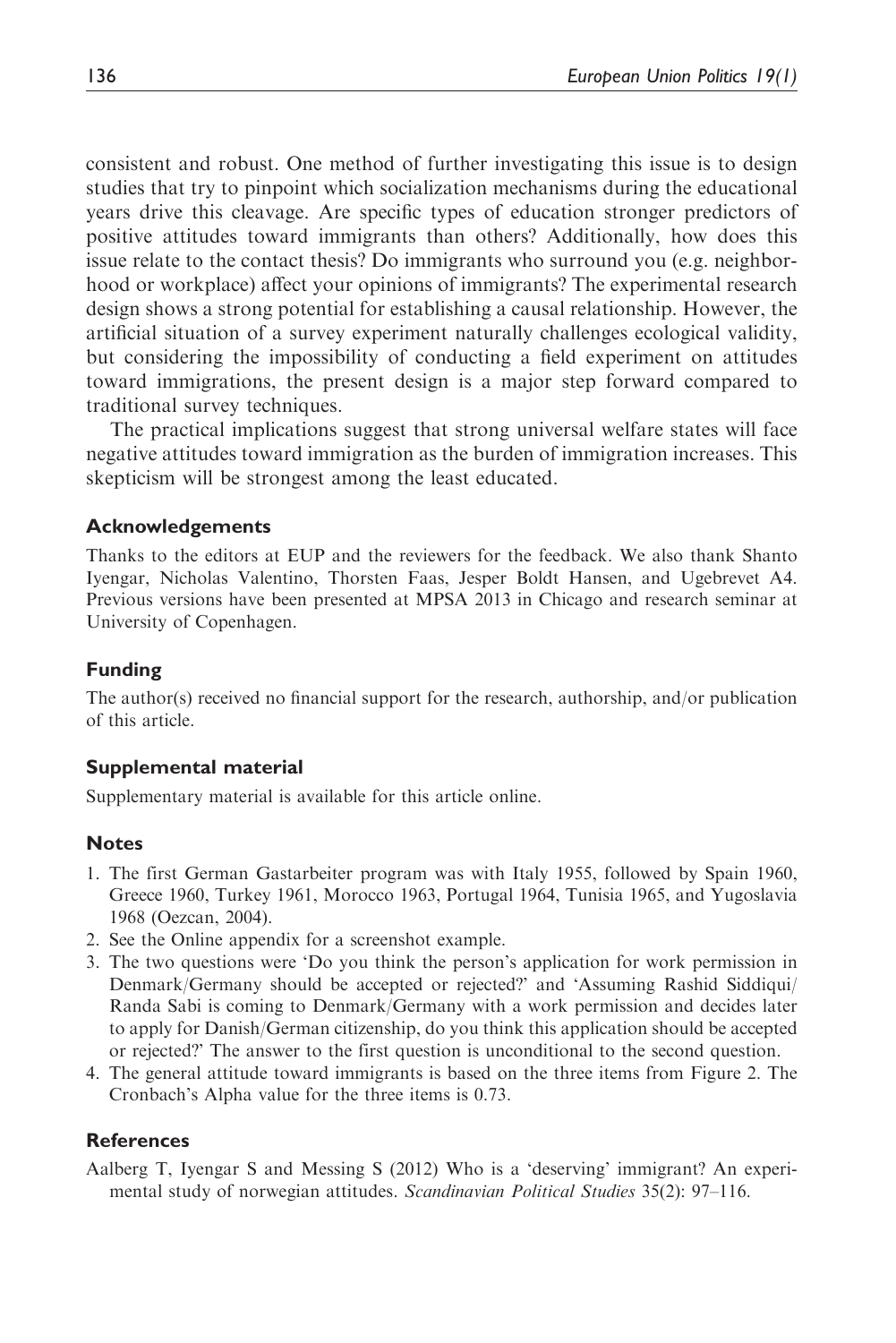consistent and robust. One method of further investigating this issue is to design studies that try to pinpoint which socialization mechanisms during the educational years drive this cleavage. Are specific types of education stronger predictors of positive attitudes toward immigrants than others? Additionally, how does this issue relate to the contact thesis? Do immigrants who surround you (e.g. neighborhood or workplace) affect your opinions of immigrants? The experimental research design shows a strong potential for establishing a causal relationship. However, the artificial situation of a survey experiment naturally challenges ecological validity, but considering the impossibility of conducting a field experiment on attitudes toward immigrations, the present design is a major step forward compared to traditional survey techniques.

The practical implications suggest that strong universal welfare states will face negative attitudes toward immigration as the burden of immigration increases. This skepticism will be strongest among the least educated.

## Acknowledgements

Thanks to the editors at EUP and the reviewers for the feedback. We also thank Shanto Iyengar, Nicholas Valentino, Thorsten Faas, Jesper Boldt Hansen, and Ugebrevet A4. Previous versions have been presented at MPSA 2013 in Chicago and research seminar at University of Copenhagen.

## Funding

The author(s) received no financial support for the research, authorship, and/or publication of this article.

## Supplemental material

Supplementary material is available for this article online.

## Notes

1. The first German Gastarbeiter program was with Italy 1955, followed by Spain 1960, Greece 1960, Turkey 1961, Morocco 1963, Portugal 1964, Tunisia 1965, and Yugoslavia 1968 (Oezcan, 2004).
2. See the Online appendix for a screenshot example.
3. The two questions were 'Do you think the person's application for work permission in Denmark/Germany should be accepted or rejected?' and 'Assuming Rashid Siddiqui/Randa Sabi is coming to Denmark/Germany with a work permission and decides later to apply for Danish/German citizenship, do you think this application should be accepted or rejected?' The answer to the first question is unconditional to the second question.
4. The general attitude toward immigrants is based on the three items from Figure 2. The Cronbach's Alpha value for the three items is 0.73.

## References

Aalberg T, Iyengar S and Messing S (2012) Who is a 'deserving' immigrant? An experimental study of norwegian attitudes. *Scandinavian Political Studies* 35(2): 97–116.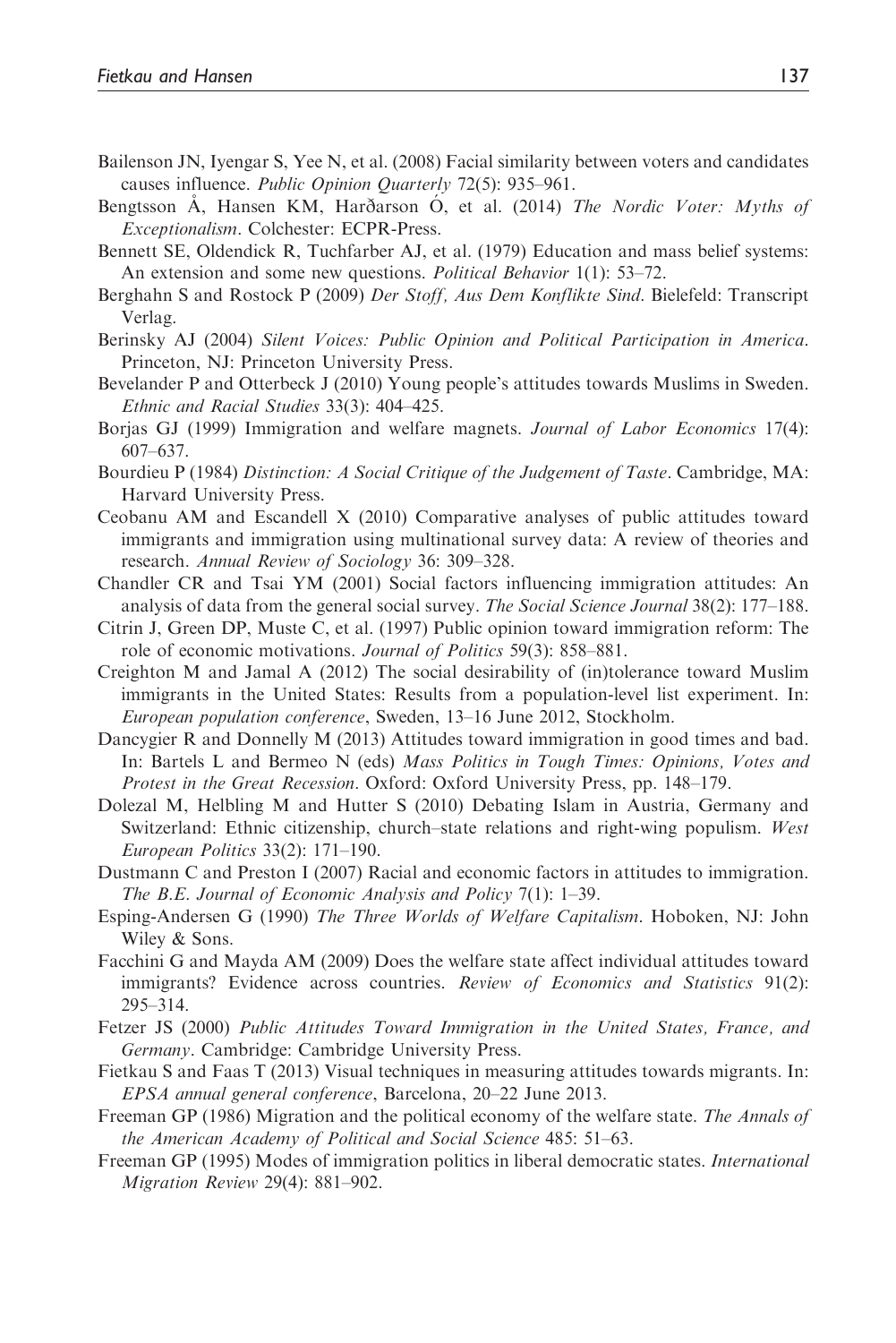Bailenson JN, Iyengar S, Yee N, et al. (2008) Facial similarity between voters and candidates causes influence. *Public Opinion Quarterly* 72(5): 935–961.

Bengtsson Å, Hansen KM, Harðarson Ó, et al. (2014) *The Nordic Voter: Myths of Exceptionalism*. Colchester: ECPR-Press.

Bennett SE, Oldendick R, Tuchfarber AJ, et al. (1979) Education and mass belief systems: An extension and some new questions. *Political Behavior* 1(1): 53–72.

Berghahn S and Rostock P (2009) *Der Stoff, Aus Dem Konflikte Sind*. Bielefeld: Transcript Verlag.

Berinsky AJ (2004) *Silent Voices: Public Opinion and Political Participation in America*. Princeton, NJ: Princeton University Press.

Bevelander P and Otterbeck J (2010) Young people's attitudes towards Muslims in Sweden. *Ethnic and Racial Studies* 33(3): 404–425.

Borjas GJ (1999) Immigration and welfare magnets. *Journal of Labor Economics* 17(4): 607–637.

Bourdieu P (1984) *Distinction: A Social Critique of the Judgement of Taste*. Cambridge, MA: Harvard University Press.

Ceobanu AM and Escandell X (2010) Comparative analyses of public attitudes toward immigrants and immigration using multinational survey data: A review of theories and research. *Annual Review of Sociology* 36: 309–328.

Chandler CR and Tsai YM (2001) Social factors influencing immigration attitudes: An analysis of data from the general social survey. *The Social Science Journal* 38(2): 177–188.

Citrin J, Green DP, Muste C, et al. (1997) Public opinion toward immigration reform: The role of economic motivations. *Journal of Politics* 59(3): 858–881.

Creighton M and Jamal A (2012) The social desirability of (in)tolerance toward Muslim immigrants in the United States: Results from a population-level list experiment. In: *European population conference*, Sweden, 13–16 June 2012, Stockholm.

Dancygier R and Donnelly M (2013) Attitudes toward immigration in good times and bad. In: Bartels L and Bermeo N (eds) *Mass Politics in Tough Times: Opinions, Votes and Protest in the Great Recession*. Oxford: Oxford University Press, pp. 148–179.

Dolezal M, Helbling M and Hutter S (2010) Debating Islam in Austria, Germany and Switzerland: Ethnic citizenship, church–state relations and right-wing populism. *West European Politics* 33(2): 171–190.

Dustmann C and Preston I (2007) Racial and economic factors in attitudes to immigration. *The B.E. Journal of Economic Analysis and Policy* 7(1): 1–39.

Esping-Andersen G (1990) *The Three Worlds of Welfare Capitalism*. Hoboken, NJ: John Wiley & Sons.

Facchini G and Mayda AM (2009) Does the welfare state affect individual attitudes toward immigrants? Evidence across countries. *Review of Economics and Statistics* 91(2): 295–314.

Fetzer JS (2000) *Public Attitudes Toward Immigration in the United States, France, and Germany*. Cambridge: Cambridge University Press.

Fietkau S and Faas T (2013) Visual techniques in measuring attitudes towards migrants. In: *EPSA annual general conference*, Barcelona, 20–22 June 2013.

Freeman GP (1986) Migration and the political economy of the welfare state. *The Annals of the American Academy of Political and Social Science* 485: 51–63.

Freeman GP (1995) Modes of immigration politics in liberal democratic states. *International Migration Review* 29(4): 881–902.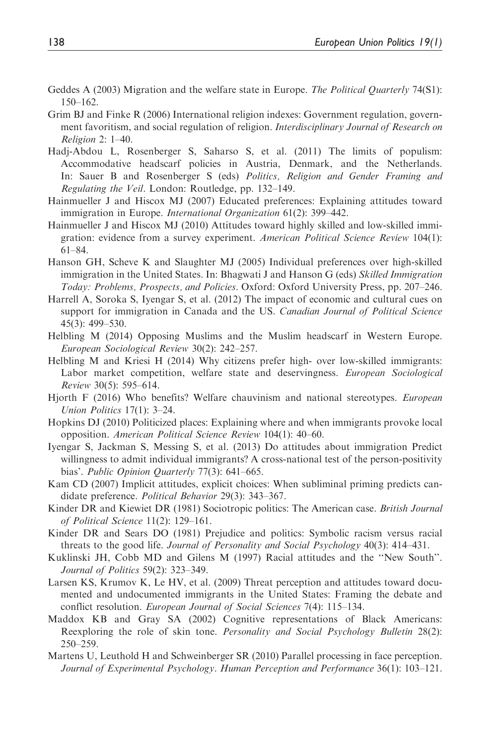Geddes A (2003) Migration and the welfare state in Europe. *The Political Quarterly* 74(S1): 150–162.

Grim BJ and Finke R (2006) International religion indexes: Government regulation, government favoritism, and social regulation of religion. *Interdisciplinary Journal of Research on Religion* 2: 1–40.

Hadj-Abdou L, Rosenberger S, Saharso S, et al. (2011) The limits of populism: Accommodative headscarf policies in Austria, Denmark, and the Netherlands. In: Sauer B and Rosenberger S (eds) *Politics, Religion and Gender Framing and Regulating the Veil*. London: Routledge, pp. 132–149.

Hainmueller J and Hiscox MJ (2007) Educated preferences: Explaining attitudes toward immigration in Europe. *International Organization* 61(2): 399–442.

Hainmueller J and Hiscox MJ (2010) Attitudes toward highly skilled and low-skilled immigration: evidence from a survey experiment. *American Political Science Review* 104(1): 61–84.

Hanson GH, Scheve K and Slaughter MJ (2005) Individual preferences over high-skilled immigration in the United States. In: Bhagwati J and Hanson G (eds) *Skilled Immigration Today: Problems, Prospects, and Policies*. Oxford: Oxford University Press, pp. 207–246.

Harrell A, Soroka S, Iyengar S, et al. (2012) The impact of economic and cultural cues on support for immigration in Canada and the US. *Canadian Journal of Political Science* 45(3): 499–530.

Helbling M (2014) Opposing Muslims and the Muslim headscarf in Western Europe. *European Sociological Review* 30(2): 242–257.

Helbling M and Kriesi H (2014) Why citizens prefer high- over low-skilled immigrants: Labor market competition, welfare state and deservingness. *European Sociological Review* 30(5): 595–614.

Hjorth F (2016) Who benefits? Welfare chauvinism and national stereotypes. *European Union Politics* 17(1): 3–24.

Hopkins DJ (2010) Politicized places: Explaining where and when immigrants provoke local opposition. *American Political Science Review* 104(1): 40–60.

Iyengar S, Jackman S, Messing S, et al. (2013) Do attitudes about immigration Predict willingness to admit individual immigrants? A cross-national test of the person-positivity bias'. *Public Opinion Quarterly* 77(3): 641–665.

Kam CD (2007) Implicit attitudes, explicit choices: When subliminal priming predicts candidate preference. *Political Behavior* 29(3): 343–367.

Kinder DR and Kiewiet DR (1981) Sociotropic politics: The American case. *British Journal of Political Science* 11(2): 129–161.

Kinder DR and Sears DO (1981) Prejudice and politics: Symbolic racism versus racial threats to the good life. *Journal of Personality and Social Psychology* 40(3): 414–431.

Kuklinski JH, Cobb MD and Gilens M (1997) Racial attitudes and the ''New South''. *Journal of Politics* 59(2): 323–349.

Larsen KS, Krumov K, Le HV, et al. (2009) Threat perception and attitudes toward documented and undocumented immigrants in the United States: Framing the debate and conflict resolution. *European Journal of Social Sciences* 7(4): 115–134.

Maddox KB and Gray SA (2002) Cognitive representations of Black Americans: Reexploring the role of skin tone. *Personality and Social Psychology Bulletin* 28(2): 250–259.

Martens U, Leuthold H and Schweinberger SR (2010) Parallel processing in face perception. *Journal of Experimental Psychology. Human Perception and Performance* 36(1): 103–121.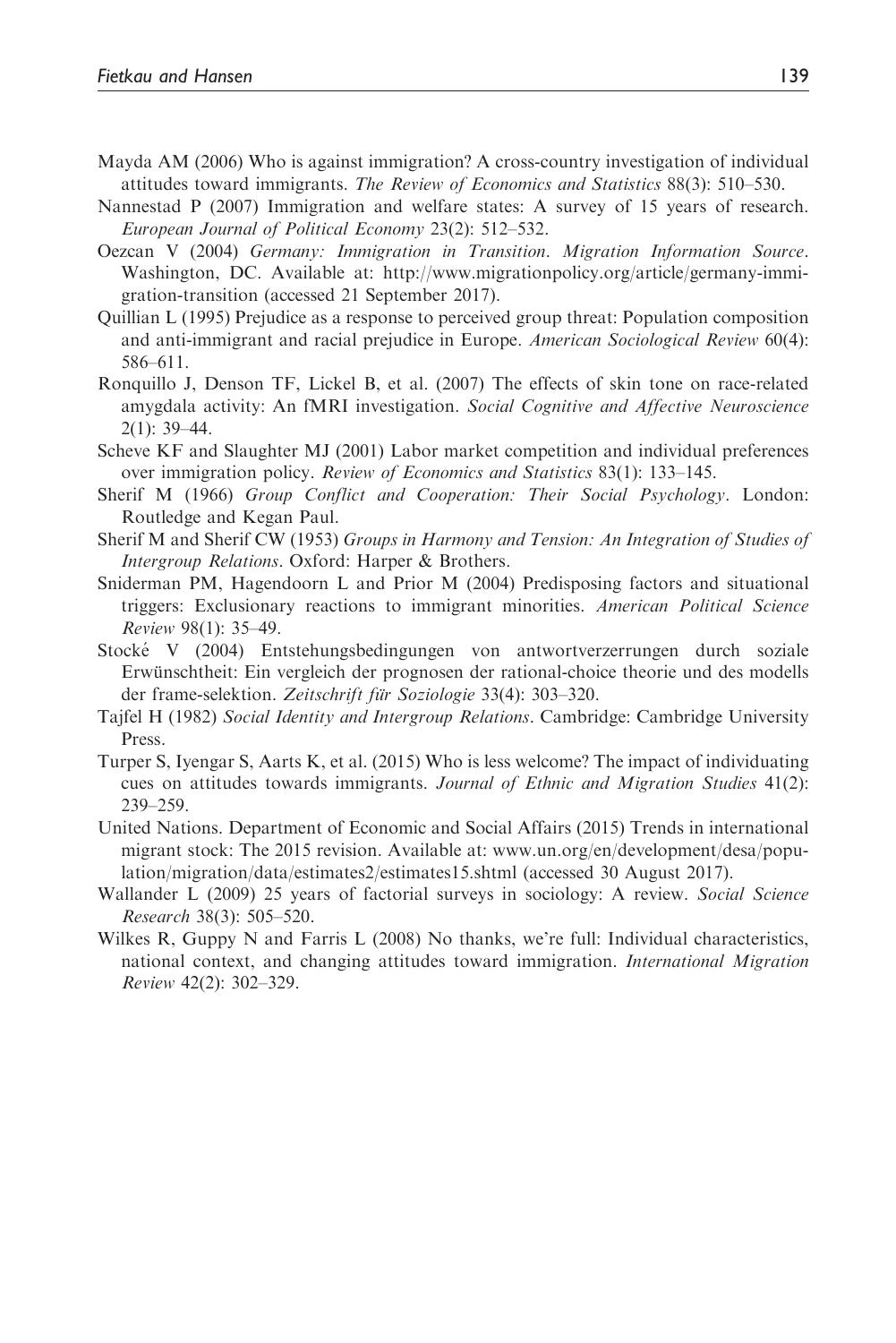Mayda AM (2006) Who is against immigration? A cross-country investigation of individual attitudes toward immigrants. *The Review of Economics and Statistics* 88(3): 510–530.

Nannestad P (2007) Immigration and welfare states: A survey of 15 years of research. *European Journal of Political Economy* 23(2): 512–532.

Oezcan V (2004) *Germany: Immigration in Transition*. *Migration Information Source*. Washington, DC. Available at: http://www.migrationpolicy.org/article/germany-immigration-transition (accessed 21 September 2017).

Quillian L (1995) Prejudice as a response to perceived group threat: Population composition and anti-immigrant and racial prejudice in Europe. *American Sociological Review* 60(4): 586–611.

Ronquillo J, Denson TF, Lickel B, et al. (2007) The effects of skin tone on race-related amygdala activity: An fMRI investigation. *Social Cognitive and Affective Neuroscience* 2(1): 39–44.

Scheve KF and Slaughter MJ (2001) Labor market competition and individual preferences over immigration policy. *Review of Economics and Statistics* 83(1): 133–145.

Sherif M (1966) *Group Conflict and Cooperation: Their Social Psychology*. London: Routledge and Kegan Paul.

Sherif M and Sherif CW (1953) *Groups in Harmony and Tension: An Integration of Studies of Intergroup Relations*. Oxford: Harper & Brothers.

Sniderman PM, Hagendoorn L and Prior M (2004) Predisposing factors and situational triggers: Exclusionary reactions to immigrant minorities. *American Political Science Review* 98(1): 35–49.

Stocké V (2004) Entstehungsbedingungen von antwortverzerrungen durch soziale Erwünschtheit: Ein vergleich der prognosen der rational-choice theorie und des modells der frame-selektion. *Zeitschrift für Soziologie* 33(4): 303–320.

Tajfel H (1982) *Social Identity and Intergroup Relations*. Cambridge: Cambridge University Press.

Turper S, Iyengar S, Aarts K, et al. (2015) Who is less welcome? The impact of individuating cues on attitudes towards immigrants. *Journal of Ethnic and Migration Studies* 41(2): 239–259.

United Nations. Department of Economic and Social Affairs (2015) Trends in international migrant stock: The 2015 revision. Available at: www.un.org/en/development/desa/population/migration/data/estimates2/estimates15.shtml (accessed 30 August 2017).

Wallander L (2009) 25 years of factorial surveys in sociology: A review. *Social Science Research* 38(3): 505–520.

Wilkes R, Guppy N and Farris L (2008) No thanks, we're full: Individual characteristics, national context, and changing attitudes toward immigration. *International Migration Review* 42(2): 302–329.